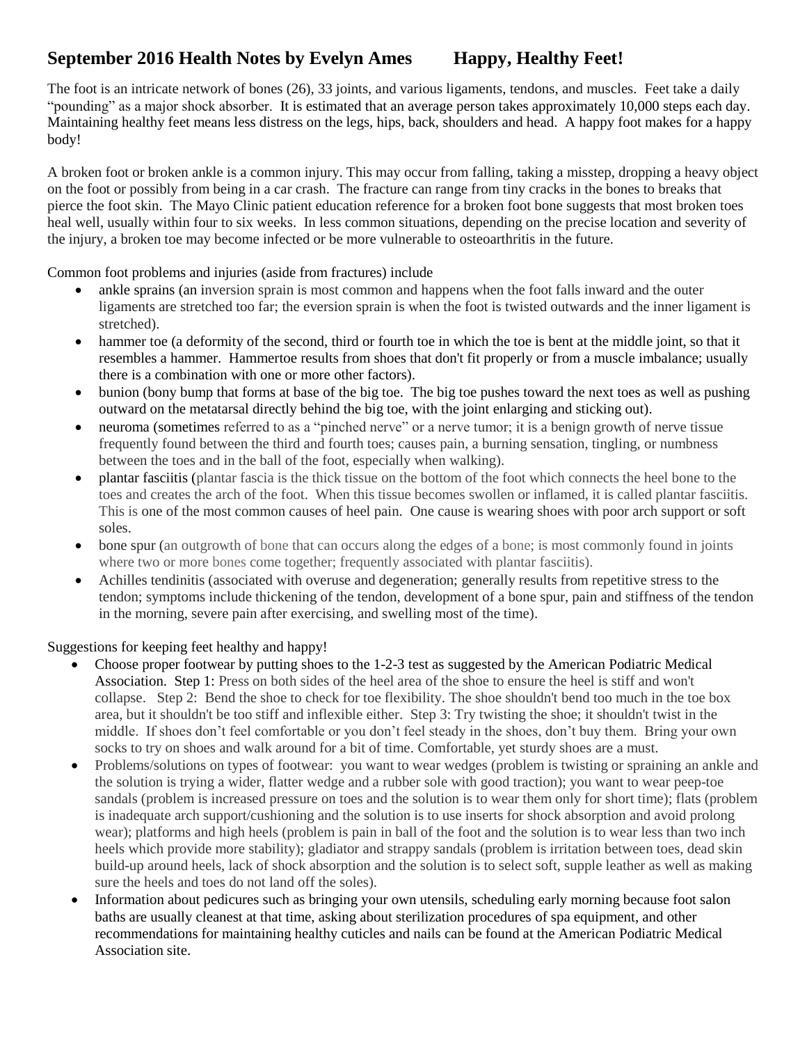# September 2016 Health Notes by Evelyn Ames    Happy, Healthy Feet!

The foot is an intricate network of bones (26), 33 joints, and various ligaments, tendons, and muscles. Feet take a daily "pounding" as a major shock absorber. It is estimated that an average person takes approximately 10,000 steps each day. Maintaining healthy feet means less distress on the legs, hips, back, shoulders and head. A happy foot makes for a happy body!

A broken foot or broken ankle is a common injury. This may occur from falling, taking a misstep, dropping a heavy object on the foot or possibly from being in a car crash. The fracture can range from tiny cracks in the bones to breaks that pierce the foot skin. The Mayo Clinic patient education reference for a broken foot bone suggests that most broken toes heal well, usually within four to six weeks. In less common situations, depending on the precise location and severity of the injury, a broken toe may become infected or be more vulnerable to osteoarthritis in the future.

Common foot problems and injuries (aside from fractures) include

- ankle sprains (an inversion sprain is most common and happens when the foot falls inward and the outer ligaments are stretched too far; the eversion sprain is when the foot is twisted outwards and the inner ligament is stretched).
- hammer toe (a deformity of the second, third or fourth toe in which the toe is bent at the middle joint, so that it resembles a hammer. Hammertoe results from shoes that don't fit properly or from a muscle imbalance; usually there is a combination with one or more other factors).
- bunion (bony bump that forms at base of the big toe. The big toe pushes toward the next toes as well as pushing outward on the metatarsal directly behind the big toe, with the joint enlarging and sticking out).
- neuroma (sometimes referred to as a "pinched nerve" or a nerve tumor; it is a benign growth of nerve tissue frequently found between the third and fourth toes; causes pain, a burning sensation, tingling, or numbness between the toes and in the ball of the foot, especially when walking).
- plantar fasciitis (plantar fascia is the thick tissue on the bottom of the foot which connects the heel bone to the toes and creates the arch of the foot. When this tissue becomes swollen or inflamed, it is called plantar fasciitis. This is one of the most common causes of heel pain. One cause is wearing shoes with poor arch support or soft soles.
- bone spur (an outgrowth of bone that can occurs along the edges of a bone; is most commonly found in joints where two or more bones come together; frequently associated with plantar fasciitis).
- Achilles tendinitis (associated with overuse and degeneration; generally results from repetitive stress to the tendon; symptoms include thickening of the tendon, development of a bone spur, pain and stiffness of the tendon in the morning, severe pain after exercising, and swelling most of the time).

Suggestions for keeping feet healthy and happy!

- Choose proper footwear by putting shoes to the 1-2-3 test as suggested by the American Podiatric Medical Association. Step 1: Press on both sides of the heel area of the shoe to ensure the heel is stiff and won't collapse. Step 2: Bend the shoe to check for toe flexibility. The shoe shouldn't bend too much in the toe box area, but it shouldn't be too stiff and inflexible either. Step 3: Try twisting the shoe; it shouldn't twist in the middle. If shoes don't feel comfortable or you don't feel steady in the shoes, don't buy them. Bring your own socks to try on shoes and walk around for a bit of time. Comfortable, yet sturdy shoes are a must.
- Problems/solutions on types of footwear: you want to wear wedges (problem is twisting or spraining an ankle and the solution is trying a wider, flatter wedge and a rubber sole with good traction); you want to wear peep-toe sandals (problem is increased pressure on toes and the solution is to wear them only for short time); flats (problem is inadequate arch support/cushioning and the solution is to use inserts for shock absorption and avoid prolong wear); platforms and high heels (problem is pain in ball of the foot and the solution is to wear less than two inch heels which provide more stability); gladiator and strappy sandals (problem is irritation between toes, dead skin build-up around heels, lack of shock absorption and the solution is to select soft, supple leather as well as making sure the heels and toes do not land off the soles).
- Information about pedicures such as bringing your own utensils, scheduling early morning because foot salon baths are usually cleanest at that time, asking about sterilization procedures of spa equipment, and other recommendations for maintaining healthy cuticles and nails can be found at the American Podiatric Medical Association site.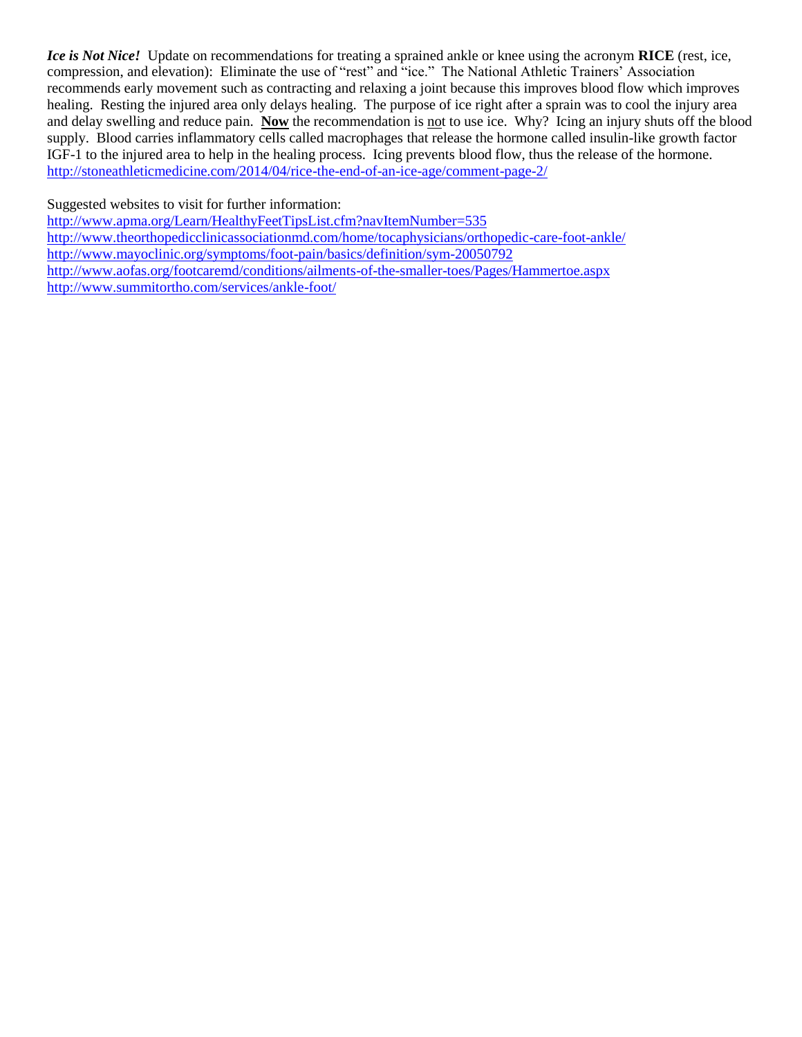***Ice is Not Nice!*** Update on recommendations for treating a sprained ankle or knee using the acronym **RICE** (rest, ice, compression, and elevation): Eliminate the use of "rest" and "ice." The National Athletic Trainers' Association recommends early movement such as contracting and relaxing a joint because this improves blood flow which improves healing. Resting the injured area only delays healing. The purpose of ice right after a sprain was to cool the injury area and delay swelling and reduce pain. **Now** the recommendation is not to use ice. Why? Icing an injury shuts off the blood supply. Blood carries inflammatory cells called macrophages that release the hormone called insulin-like growth factor IGF-1 to the injured area to help in the healing process. Icing prevents blood flow, thus the release of the hormone. http://stoneathleticmedicine.com/2014/04/rice-the-end-of-an-ice-age/comment-page-2/

Suggested websites to visit for further information:

http://www.apma.org/Learn/HealthyFeetTipsList.cfm?navItemNumber=535
http://www.theorthopedicclinicassociationmd.com/home/tocaphysicians/orthopedic-care-foot-ankle/
http://www.mayoclinic.org/symptoms/foot-pain/basics/definition/sym-20050792
http://www.aofas.org/footcaremd/conditions/ailments-of-the-smaller-toes/Pages/Hammertoe.aspx
http://www.summitortho.com/services/ankle-foot/